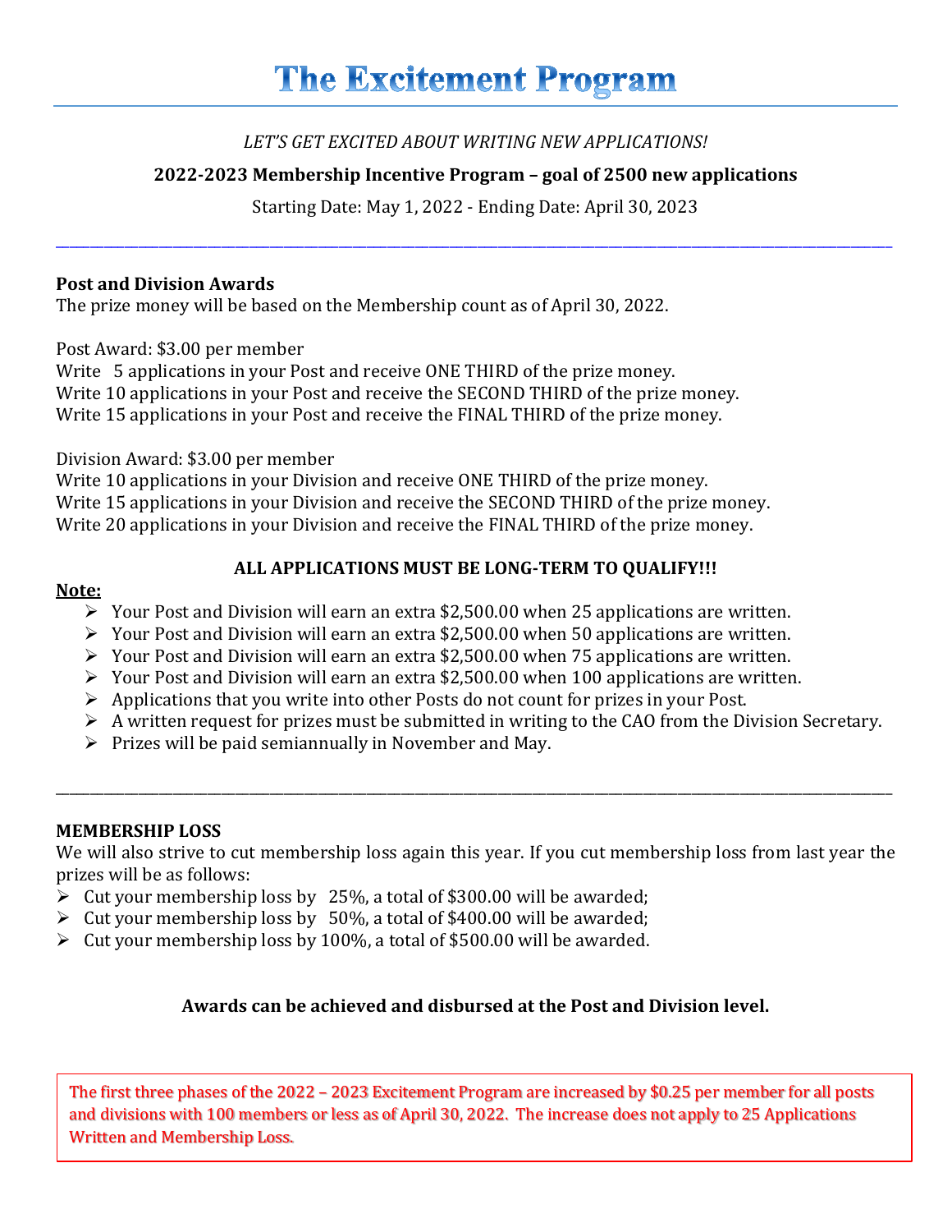# The Excitement Program

*LET'S GET EXCITED ABOUT WRITING NEW APPLICATIONS!*

**2022-2023 Membership Incentive Program – goal of 2500 new applications**

Starting Date: May 1, 2022 - Ending Date: April 30, 2023

---

**Post and Division Awards**

The prize money will be based on the Membership count as of April 30, 2022.

Post Award: $3.00 per member
Write 5 applications in your Post and receive ONE THIRD of the prize money.
Write 10 applications in your Post and receive the SECOND THIRD of the prize money.
Write 15 applications in your Post and receive the FINAL THIRD of the prize money.

Division Award: $3.00 per member
Write 10 applications in your Division and receive ONE THIRD of the prize money.
Write 15 applications in your Division and receive the SECOND THIRD of the prize money.
Write 20 applications in your Division and receive the FINAL THIRD of the prize money.

**ALL APPLICATIONS MUST BE LONG-TERM TO QUALIFY!!!**

**Note:**

- Your Post and Division will earn an extra $2,500.00 when 25 applications are written.
- Your Post and Division will earn an extra $2,500.00 when 50 applications are written.
- Your Post and Division will earn an extra $2,500.00 when 75 applications are written.
- Your Post and Division will earn an extra $2,500.00 when 100 applications are written.
- Applications that you write into other Posts do not count for prizes in your Post.
- A written request for prizes must be submitted in writing to the CAO from the Division Secretary.
- Prizes will be paid semiannually in November and May.

---

**MEMBERSHIP LOSS**

We will also strive to cut membership loss again this year. If you cut membership loss from last year the prizes will be as follows:

- Cut your membership loss by 25%, a total of $300.00 will be awarded;
- Cut your membership loss by 50%, a total of $400.00 will be awarded;
- Cut your membership loss by 100%, a total of $500.00 will be awarded.

**Awards can be achieved and disbursed at the Post and Division level.**

The first three phases of the 2022 – 2023 Excitement Program are increased by $0.25 per member for all posts and divisions with 100 members or less as of April 30, 2022. The increase does not apply to 25 Applications Written and Membership Loss.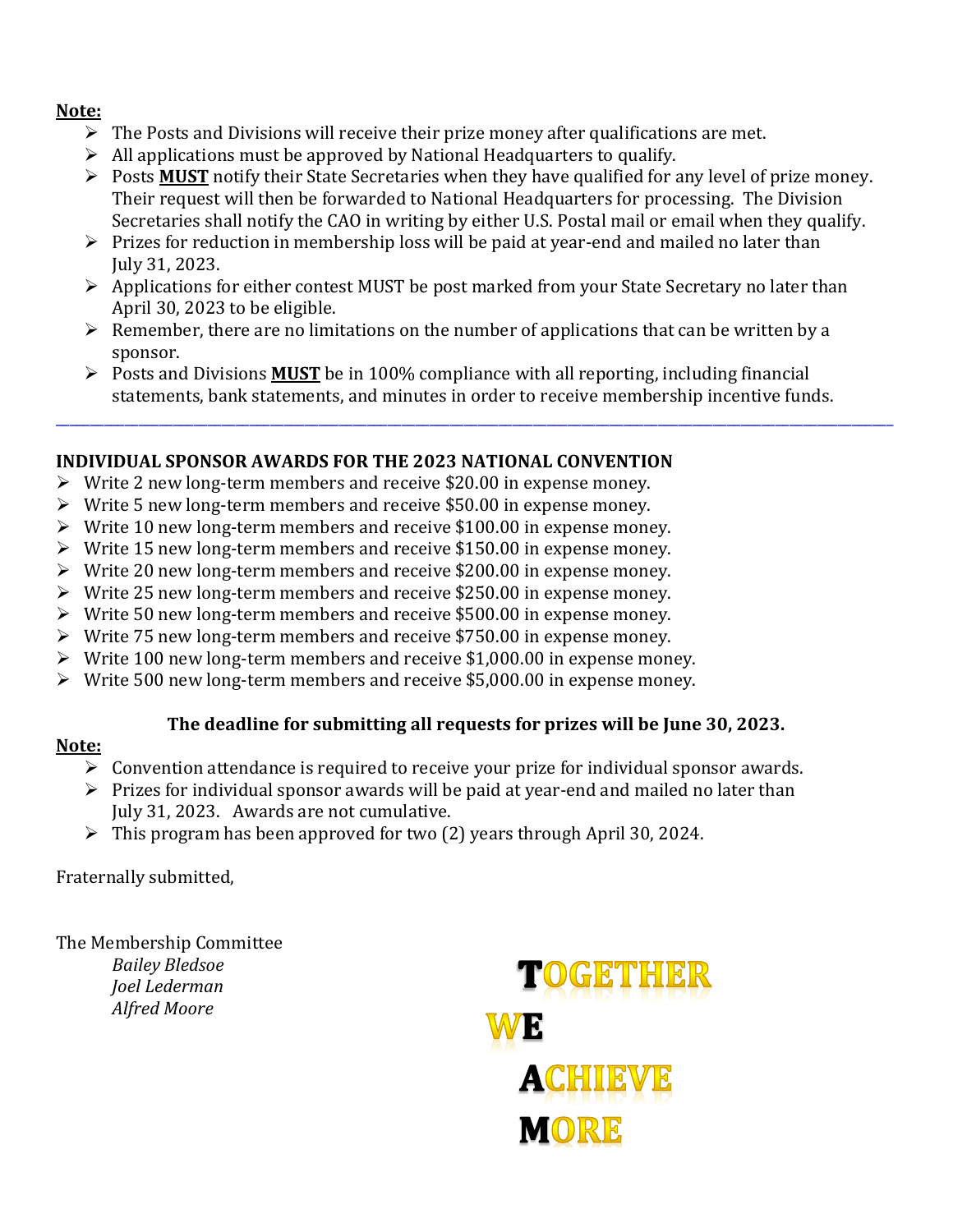**Note:**

- The Posts and Divisions will receive their prize money after qualifications are met.
- All applications must be approved by National Headquarters to qualify.
- Posts **MUST** notify their State Secretaries when they have qualified for any level of prize money. Their request will then be forwarded to National Headquarters for processing. The Division Secretaries shall notify the CAO in writing by either U.S. Postal mail or email when they qualify.
- Prizes for reduction in membership loss will be paid at year-end and mailed no later than July 31, 2023.
- Applications for either contest MUST be post marked from your State Secretary no later than April 30, 2023 to be eligible.
- Remember, there are no limitations on the number of applications that can be written by a sponsor.
- Posts and Divisions **MUST** be in 100% compliance with all reporting, including financial statements, bank statements, and minutes in order to receive membership incentive funds.

---

**INDIVIDUAL SPONSOR AWARDS FOR THE 2023 NATIONAL CONVENTION**

- Write 2 new long-term members and receive $20.00 in expense money.
- Write 5 new long-term members and receive $50.00 in expense money.
- Write 10 new long-term members and receive $100.00 in expense money.
- Write 15 new long-term members and receive $150.00 in expense money.
- Write 20 new long-term members and receive $200.00 in expense money.
- Write 25 new long-term members and receive $250.00 in expense money.
- Write 50 new long-term members and receive $500.00 in expense money.
- Write 75 new long-term members and receive $750.00 in expense money.
- Write 100 new long-term members and receive $1,000.00 in expense money.
- Write 500 new long-term members and receive $5,000.00 in expense money.

**The deadline for submitting all requests for prizes will be June 30, 2023.**

**Note:**

- Convention attendance is required to receive your prize for individual sponsor awards.
- Prizes for individual sponsor awards will be paid at year-end and mailed no later than July 31, 2023. Awards are not cumulative.
- This program has been approved for two (2) years through April 30, 2024.

Fraternally submitted,

The Membership Committee
*Bailey Bledsoe*
*Joel Lederman*
*Alfred Moore*

**TOGETHER**
**WE**
**ACHIEVE**
**MORE**